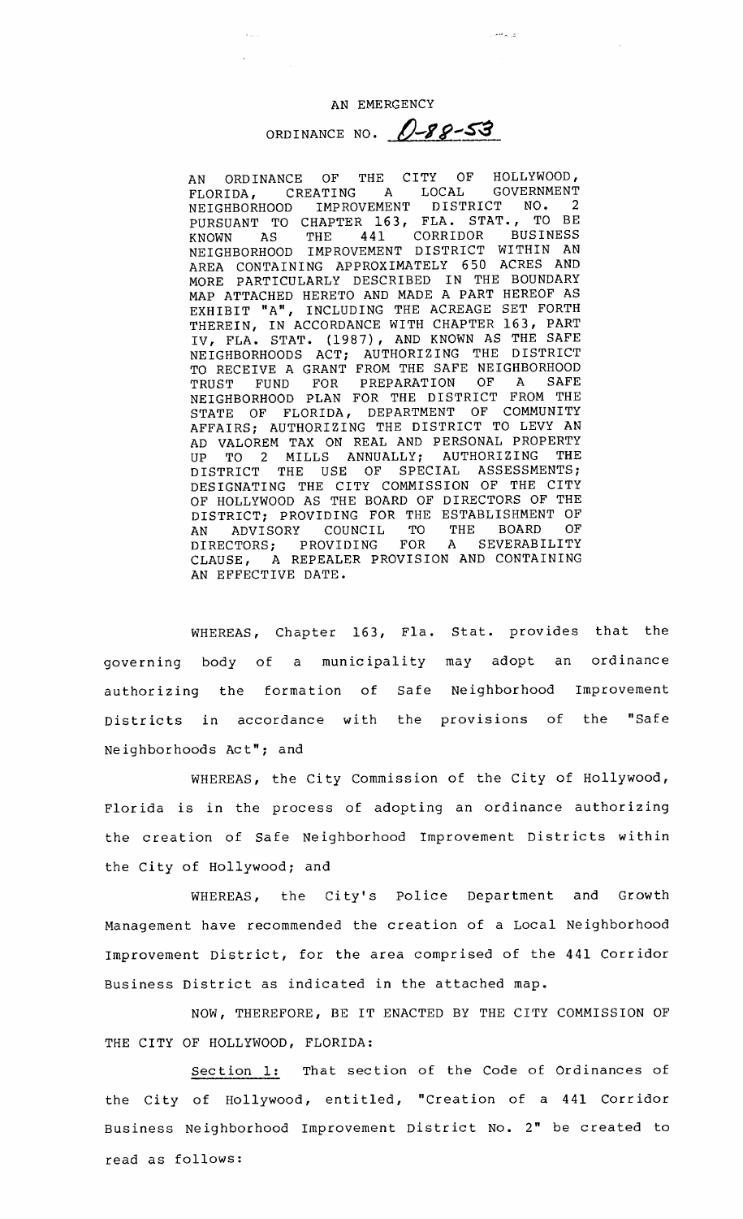# AN EMERGENCY

# ORDINANCE NO. O-88-53

AN ORDINANCE OF THE CITY OF HOLLYWOOD, FLORIDA, CREATING A LOCAL GOVERNMENT NEIGHBORHOOD IMPROVEMENT DISTRICT NO. 2 PURSUANT TO CHAPTER 163, FLA. STAT., TO BE KNOWN AS THE 441 CORRIDOR BUSINESS NEIGHBORHOOD IMPROVEMENT DISTRICT WITHIN AN AREA CONTAINING APPROXIMATELY 650 ACRES AND MORE PARTICULARLY DESCRIBED IN THE BOUNDARY MAP ATTACHED HERETO AND MADE A PART HEREOF AS EXHIBIT "A", INCLUDING THE ACREAGE SET FORTH THEREIN, IN ACCORDANCE WITH CHAPTER 163, PART IV, FLA. STAT. (1987), AND KNOWN AS THE SAFE NEIGHBORHOODS ACT; AUTHORIZING THE DISTRICT TO RECEIVE A GRANT FROM THE SAFE NEIGHBORHOOD TRUST FUND FOR PREPARATION OF A SAFE NEIGHBORHOOD PLAN FOR THE DISTRICT FROM THE STATE OF FLORIDA, DEPARTMENT OF COMMUNITY AFFAIRS; AUTHORIZING THE DISTRICT TO LEVY AN AD VALOREM TAX ON REAL AND PERSONAL PROPERTY UP TO 2 MILLS ANNUALLY; AUTHORIZING THE DISTRICT THE USE OF SPECIAL ASSESSMENTS; DESIGNATING THE CITY COMMISSION OF THE CITY OF HOLLYWOOD AS THE BOARD OF DIRECTORS OF THE DISTRICT; PROVIDING FOR THE ESTABLISHMENT OF AN ADVISORY COUNCIL TO THE BOARD OF DIRECTORS; PROVIDING FOR A SEVERABILITY CLAUSE, A REPEALER PROVISION AND CONTAINING AN EFFECTIVE DATE.

WHEREAS, Chapter 163, Fla. Stat. provides that the governing body of a municipality may adopt an ordinance authorizing the formation of Safe Neighborhood Improvement Districts in accordance with the provisions of the "Safe Neighborhoods Act"; and

WHEREAS, the City Commission of the City of Hollywood, Florida is in the process of adopting an ordinance authorizing the creation of Safe Neighborhood Improvement Districts within the City of Hollywood; and

WHEREAS, the City's Police Department and Growth Management have recommended the creation of a Local Neighborhood Improvement District, for the area comprised of the 441 Corridor Business District as indicated in the attached map.

NOW, THEREFORE, BE IT ENACTED BY THE CITY COMMISSION OF THE CITY OF HOLLYWOOD, FLORIDA:

Section 1: That section of the Code of Ordinances of the City of Hollywood, entitled, "Creation of a 441 Corridor Business Neighborhood Improvement District No. 2" be created to read as follows: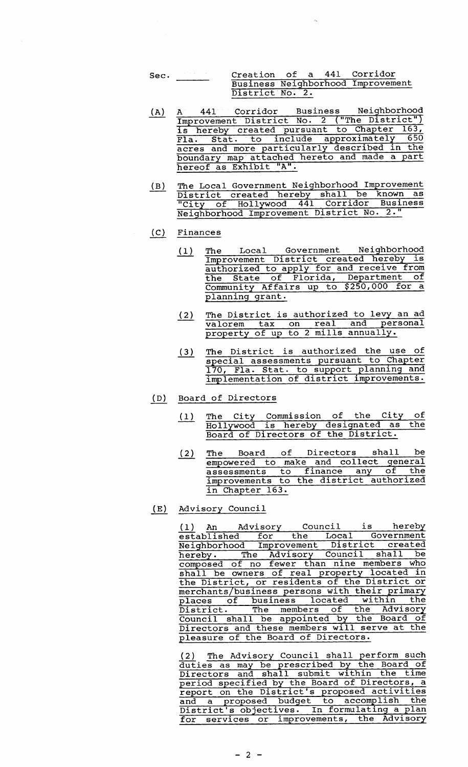Sec. ______ Creation of a 441 Corridor Business Neighborhood Improvement District No. 2.

(A) A 441 Corridor Business Neighborhood Improvement District No. 2 ("The District") is hereby created pursuant to Chapter 163, Fla. Stat. to include approximately 650 acres and more particularly described in the boundary map attached hereto and made a part hereof as Exhibit "A".

(B) The Local Government Neighborhood Improvement District created hereby shall be known as "City of Hollywood 441 Corridor Business Neighborhood Improvement District No. 2."

(C) Finances

(1) The Local Government Neighborhood Improvement District created hereby is authorized to apply for and receive from the State of Florida, Department of Community Affairs up to $250,000 for a planning grant.

(2) The District is authorized to levy an ad valorem tax on real and personal property of up to 2 mills annually.

(3) The District is authorized the use of special assessments pursuant to Chapter 170, Fla. Stat. to support planning and implementation of district improvements.

(D) Board of Directors

(1) The City Commission of the City of Hollywood is hereby designated as the Board of Directors of the District.

(2) The Board of Directors shall be empowered to make and collect general assessments to finance any of the improvements to the district authorized in Chapter 163.

(E) Advisory Council

(1) An Advisory Council is hereby established for the Local Government Neighborhood Improvement District created hereby. The Advisory Council shall be composed of no fewer than nine members who shall be owners of real property located in the District, or residents of the District or merchants/business persons with their primary places of business located within the District. The members of the Advisory Council shall be appointed by the Board of Directors and these members will serve at the pleasure of the Board of Directors.

(2) The Advisory Council shall perform such duties as may be prescribed by the Board of Directors and shall submit within the time period specified by the Board of Directors, a report on the District's proposed activities and a proposed budget to accomplish the District's objectives. In formulating a plan for services or improvements, the Advisory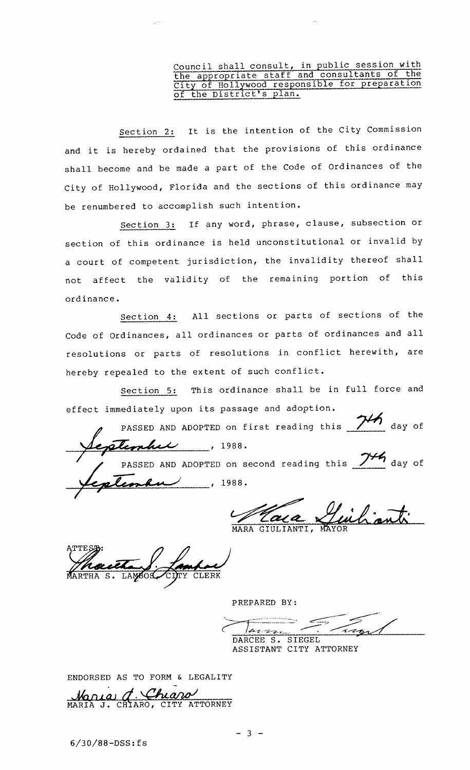Council shall consult, in public session with the appropriate staff and consultants of the City of Hollywood responsible for preparation of the District's plan.

Section 2: It is the intention of the City Commission and it is hereby ordained that the provisions of this ordinance shall become and be made a part of the Code of Ordinances of the City of Hollywood, Florida and the sections of this ordinance may be renumbered to accomplish such intention.

Section 3: If any word, phrase, clause, subsection or section of this ordinance is held unconstitutional or invalid by a court of competent jurisdiction, the invalidity thereof shall not affect the validity of the remaining portion of this ordinance.

Section 4: All sections or parts of sections of the Code of Ordinances, all ordinances or parts of ordinances and all resolutions or parts of resolutions in conflict herewith, are hereby repealed to the extent of such conflict.

Section 5: This ordinance shall be in full force and effect immediately upon its passage and adoption.

PASSED AND ADOPTED on first reading this 7th day of September, 1988.

PASSED AND ADOPTED on second reading this 7th day of September, 1988.

Mara Giulianti

MARA GIULIANTI, MAYOR

ATTEST:

Martha S. Lambos

MARTHA S. LAMBOS, CITY CLERK

PREPARED BY:

Darcee S. Siegel

DARCEE S. SIEGEL
ASSISTANT CITY ATTORNEY

ENDORSED AS TO FORM & LEGALITY

Maria J. Chiaro

MARIA J. CHIARO, CITY ATTORNEY

6/30/88-DSS:fs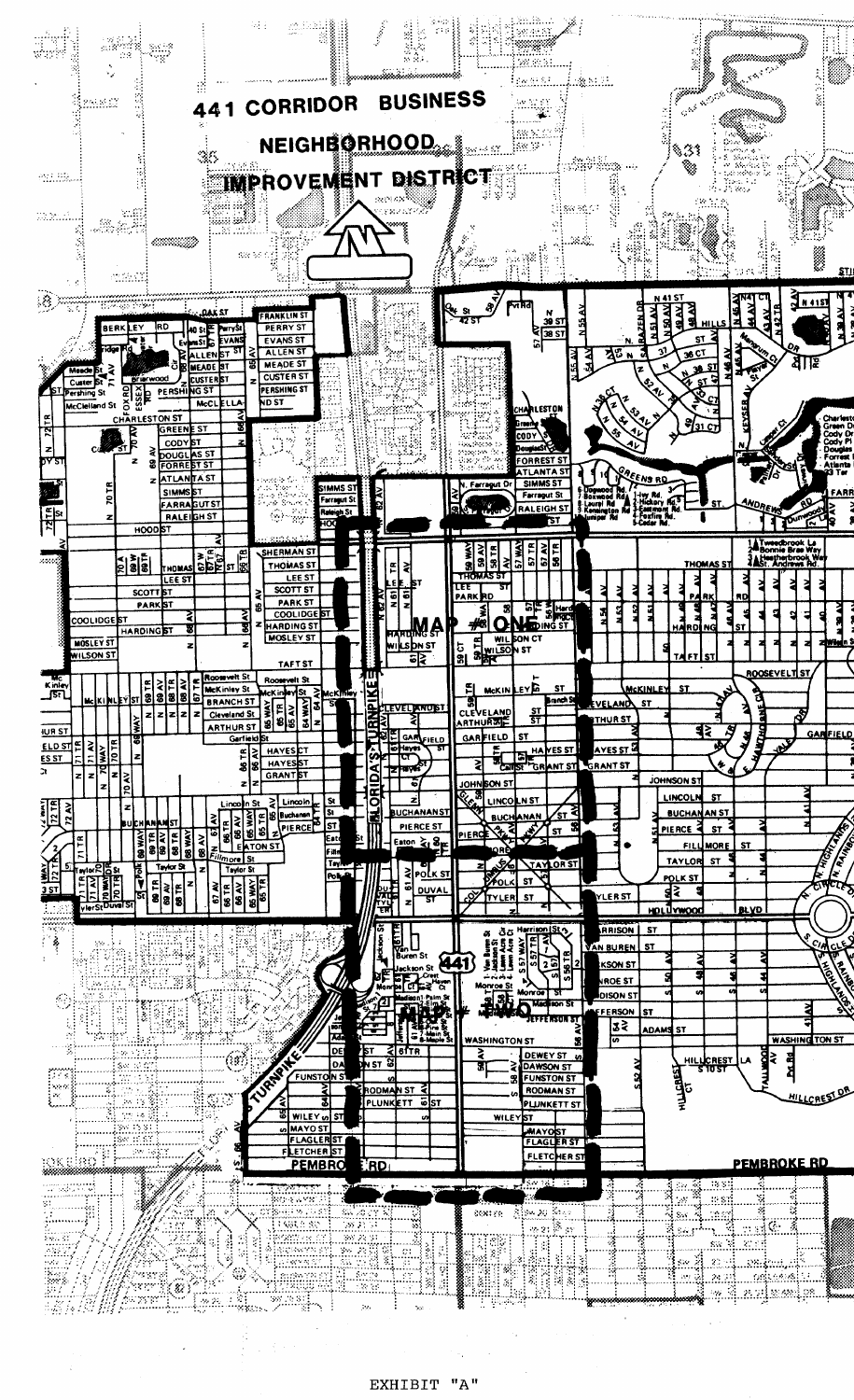# 441 CORRIDOR BUSINESS NEIGHBORHOOD IMPROVEMENT DISTRICT

MAP #ONE

MAP #TWO

EXHIBIT "A"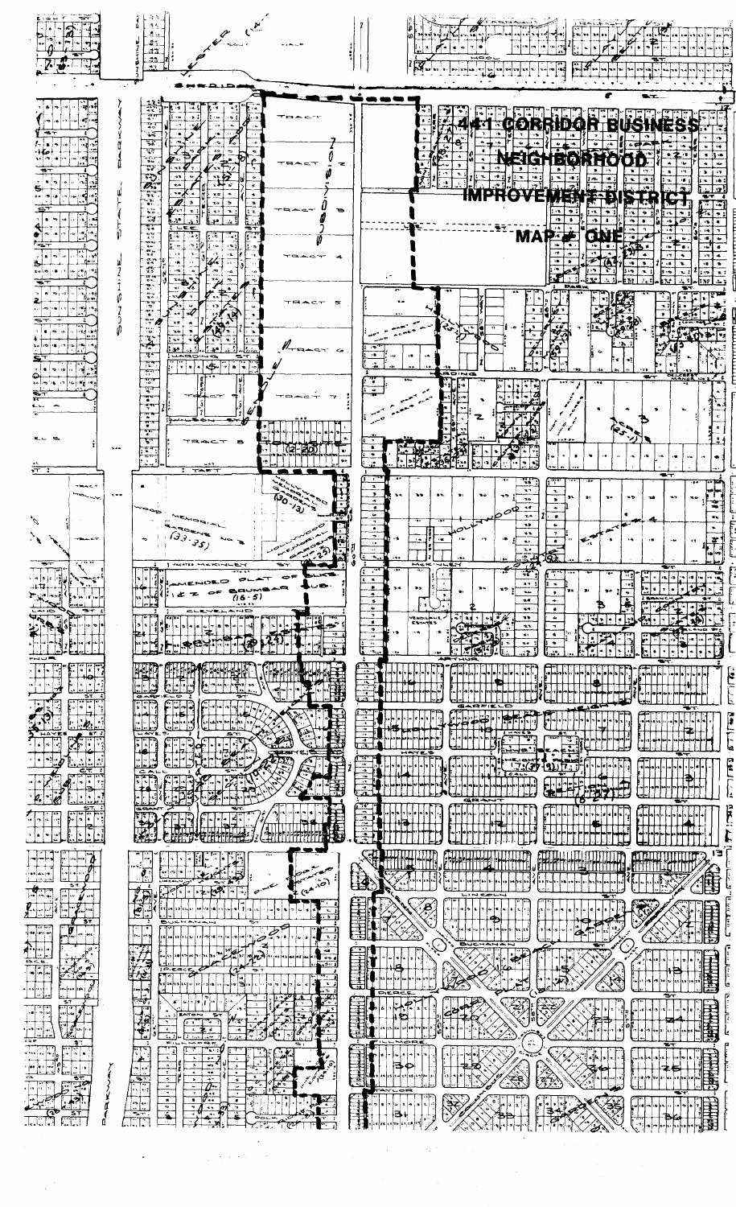# 441 CORRIDOR BUSINESS NEIGHBORHOOD IMPROVEMENT DISTRICT

## MAP # ONE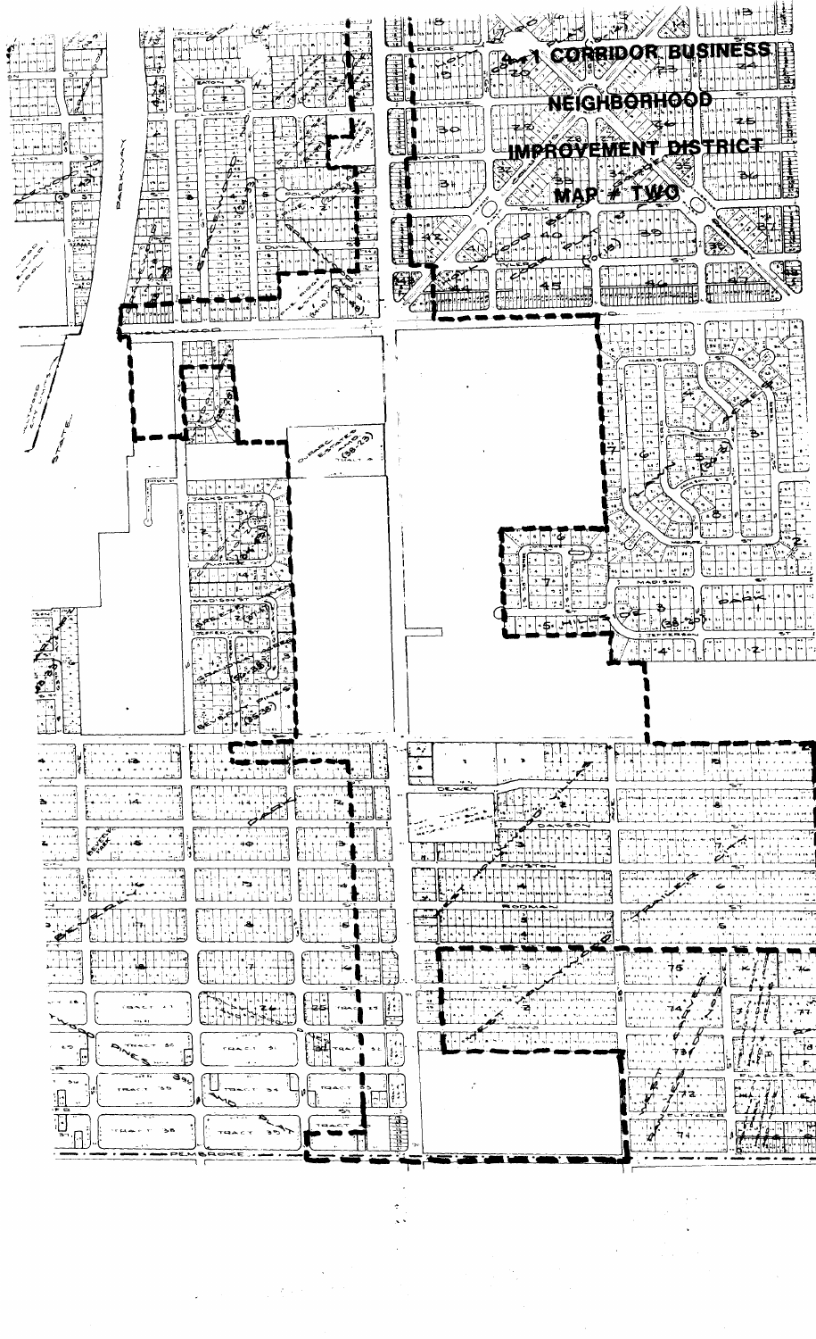# 441 CORRIDOR BUSINESS NEIGHBORHOOD IMPROVEMENT DISTRICT

## MAP # TWO